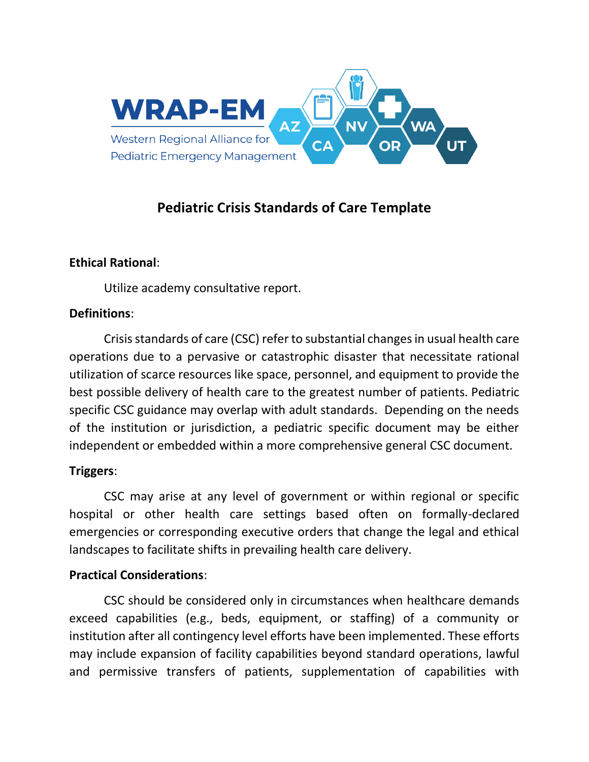WRAP-EM

Western Regional Alliance for Pediatric Emergency Management

AZ CA NV OR WA UT

# Pediatric Crisis Standards of Care Template

**Ethical Rational**:

Utilize academy consultative report.

**Definitions**:

Crisis standards of care (CSC) refer to substantial changes in usual health care operations due to a pervasive or catastrophic disaster that necessitate rational utilization of scarce resources like space, personnel, and equipment to provide the best possible delivery of health care to the greatest number of patients. Pediatric specific CSC guidance may overlap with adult standards. Depending on the needs of the institution or jurisdiction, a pediatric specific document may be either independent or embedded within a more comprehensive general CSC document.

**Triggers**:

CSC may arise at any level of government or within regional or specific hospital or other health care settings based often on formally-declared emergencies or corresponding executive orders that change the legal and ethical landscapes to facilitate shifts in prevailing health care delivery.

**Practical Considerations**:

CSC should be considered only in circumstances when healthcare demands exceed capabilities (e.g., beds, equipment, or staffing) of a community or institution after all contingency level efforts have been implemented. These efforts may include expansion of facility capabilities beyond standard operations, lawful and permissive transfers of patients, supplementation of capabilities with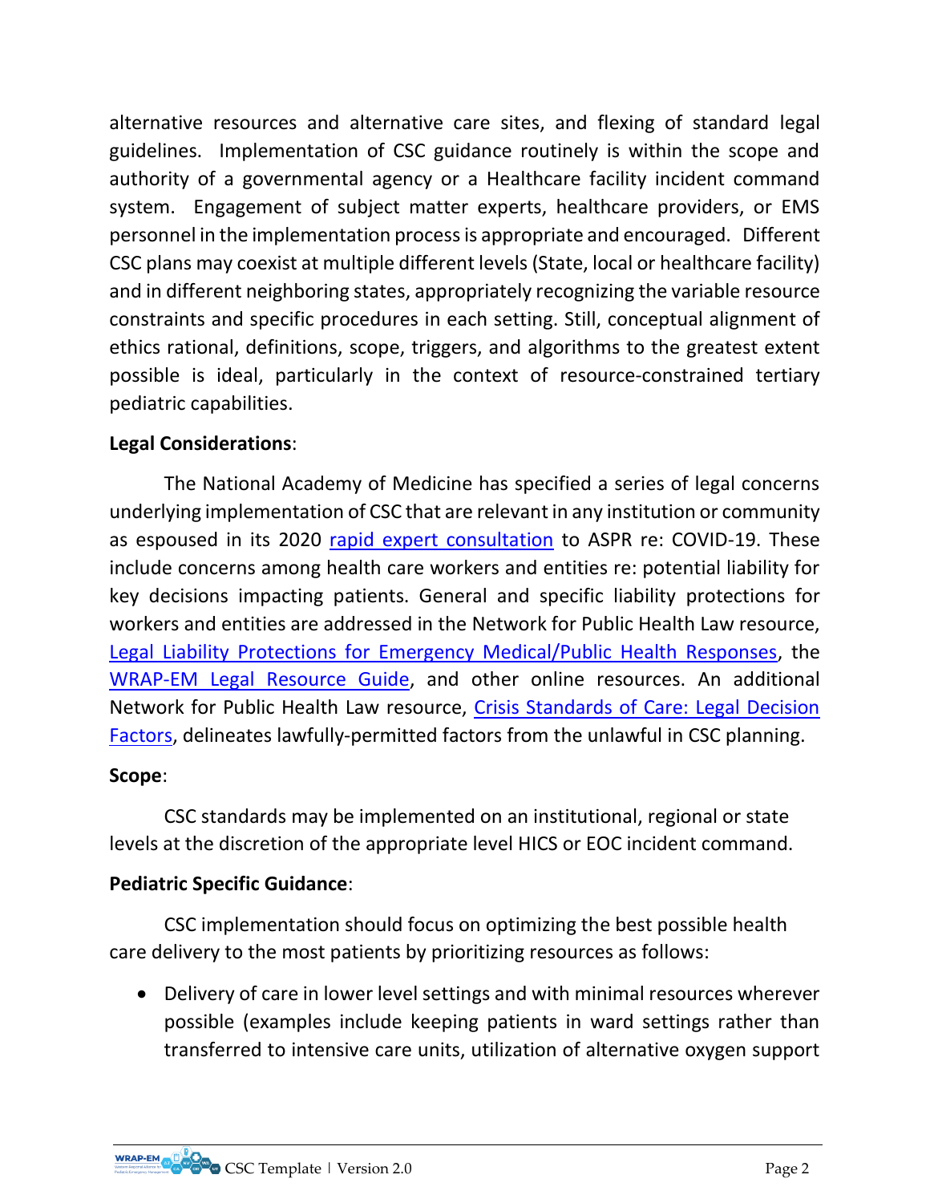alternative resources and alternative care sites, and flexing of standard legal guidelines. Implementation of CSC guidance routinely is within the scope and authority of a governmental agency or a Healthcare facility incident command system. Engagement of subject matter experts, healthcare providers, or EMS personnel in the implementation process is appropriate and encouraged. Different CSC plans may coexist at multiple different levels (State, local or healthcare facility) and in different neighboring states, appropriately recognizing the variable resource constraints and specific procedures in each setting. Still, conceptual alignment of ethics rational, definitions, scope, triggers, and algorithms to the greatest extent possible is ideal, particularly in the context of resource-constrained tertiary pediatric capabilities.

**Legal Considerations**:

The National Academy of Medicine has specified a series of legal concerns underlying implementation of CSC that are relevant in any institution or community as espoused in its 2020 rapid expert consultation to ASPR re: COVID-19. These include concerns among health care workers and entities re: potential liability for key decisions impacting patients. General and specific liability protections for workers and entities are addressed in the Network for Public Health Law resource, Legal Liability Protections for Emergency Medical/Public Health Responses, the WRAP-EM Legal Resource Guide, and other online resources. An additional Network for Public Health Law resource, Crisis Standards of Care: Legal Decision Factors, delineates lawfully-permitted factors from the unlawful in CSC planning.

**Scope**:

CSC standards may be implemented on an institutional, regional or state levels at the discretion of the appropriate level HICS or EOC incident command.

**Pediatric Specific Guidance**:

CSC implementation should focus on optimizing the best possible health care delivery to the most patients by prioritizing resources as follows:

- Delivery of care in lower level settings and with minimal resources wherever possible (examples include keeping patients in ward settings rather than transferred to intensive care units, utilization of alternative oxygen support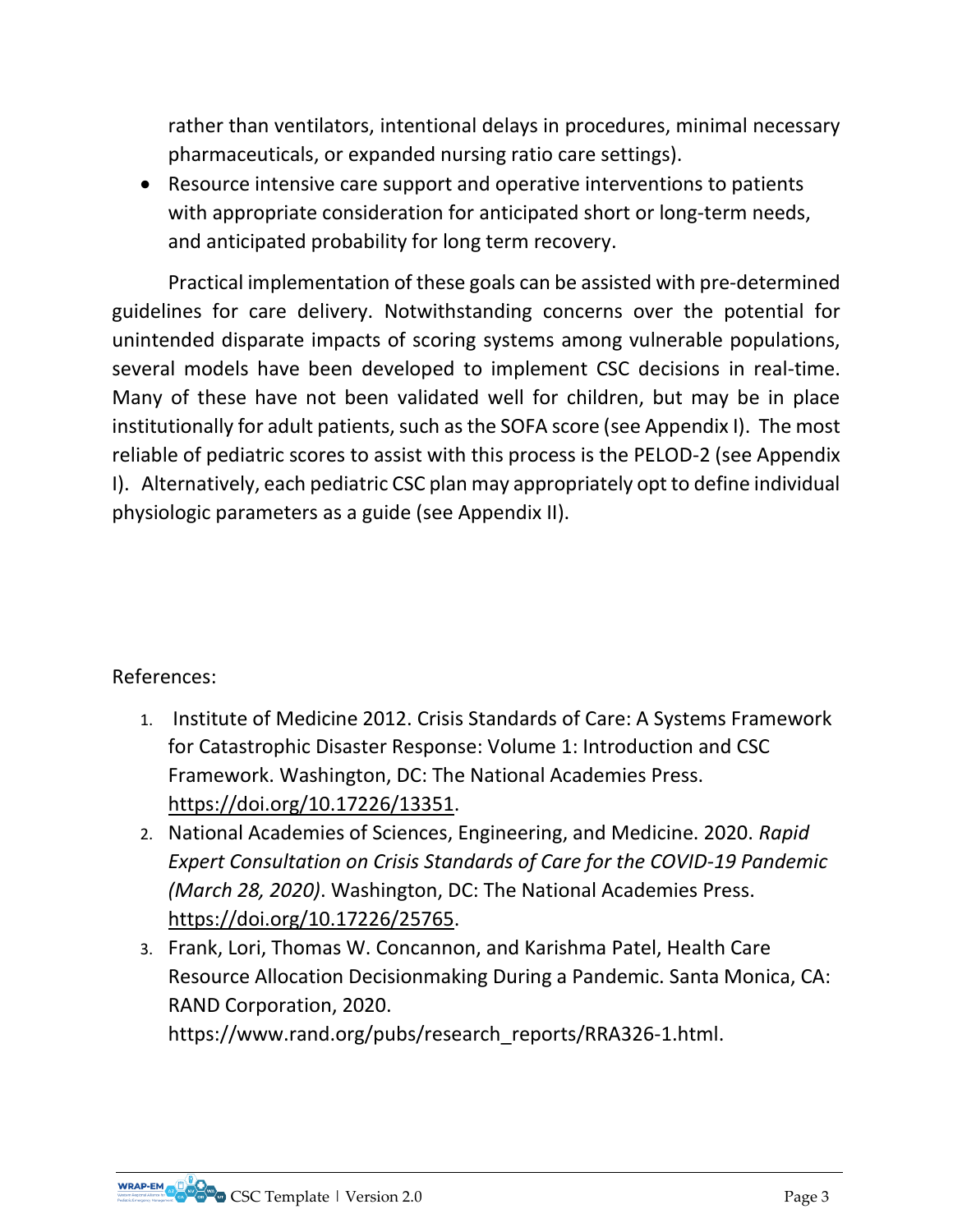rather than ventilators, intentional delays in procedures, minimal necessary pharmaceuticals, or expanded nursing ratio care settings).

- Resource intensive care support and operative interventions to patients with appropriate consideration for anticipated short or long-term needs, and anticipated probability for long term recovery.

Practical implementation of these goals can be assisted with pre-determined guidelines for care delivery. Notwithstanding concerns over the potential for unintended disparate impacts of scoring systems among vulnerable populations, several models have been developed to implement CSC decisions in real-time. Many of these have not been validated well for children, but may be in place institutionally for adult patients, such as the SOFA score (see Appendix I). The most reliable of pediatric scores to assist with this process is the PELOD-2 (see Appendix I). Alternatively, each pediatric CSC plan may appropriately opt to define individual physiologic parameters as a guide (see Appendix II).

References:

1. Institute of Medicine 2012. Crisis Standards of Care: A Systems Framework for Catastrophic Disaster Response: Volume 1: Introduction and CSC Framework. Washington, DC: The National Academies Press. https://doi.org/10.17226/13351.
2. National Academies of Sciences, Engineering, and Medicine. 2020. *Rapid Expert Consultation on Crisis Standards of Care for the COVID-19 Pandemic (March 28, 2020)*. Washington, DC: The National Academies Press. https://doi.org/10.17226/25765.
3. Frank, Lori, Thomas W. Concannon, and Karishma Patel, Health Care Resource Allocation Decisionmaking During a Pandemic. Santa Monica, CA: RAND Corporation, 2020. https://www.rand.org/pubs/research_reports/RRA326-1.html.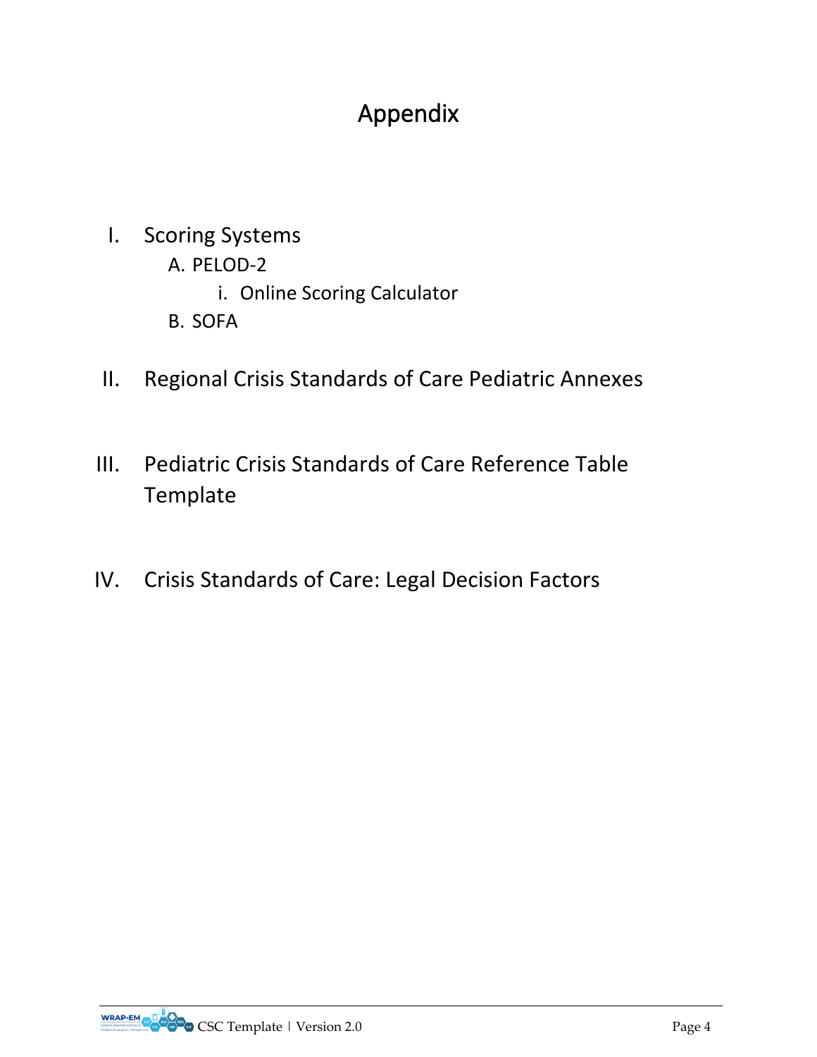# Appendix

I. Scoring Systems
   - A. PELOD-2
     - i. Online Scoring Calculator
   - B. SOFA

II. Regional Crisis Standards of Care Pediatric Annexes

III. Pediatric Crisis Standards of Care Reference Table Template

IV. Crisis Standards of Care: Legal Decision Factors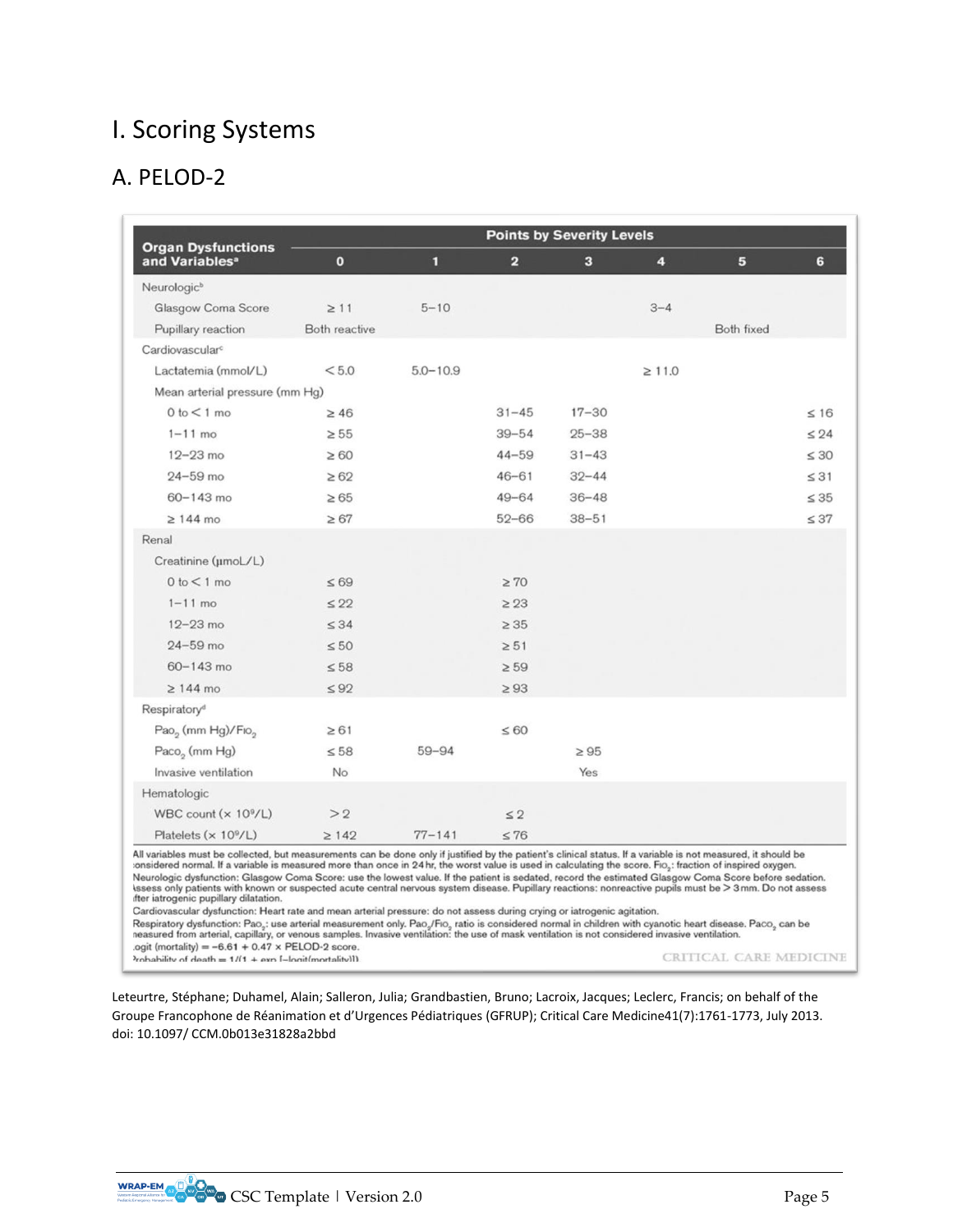# I. Scoring Systems

## A. PELOD-2

| Organ Dysfunctions and Variables[a] | Points by Severity Levels | | | | | | |
|---|---|---|---|---|---|---|---|
| | 0 | 1 | 2 | 3 | 4 | 5 | 6 |
| Neurologic[b] | | | | | | | |
| Glasgow Coma Score | ≥ 11 | 5–10 | | | 3–4 | | |
| Pupillary reaction | Both reactive | | | | | Both fixed | |
| Cardiovascular[c] | | | | | | | |
| Lactatemia (mmol/L) | < 5.0 | 5.0–10.9 | | | ≥ 11.0 | | |
| Mean arterial pressure (mm Hg) | | | | | | | |
| 0 to < 1 mo | ≥ 46 | | 31–45 | 17–30 | | | ≤ 16 |
| 1–11 mo | ≥ 55 | | 39–54 | 25–38 | | | ≤ 24 |
| 12–23 mo | ≥ 60 | | 44–59 | 31–43 | | | ≤ 30 |
| 24–59 mo | ≥ 62 | | 46–61 | 32–44 | | | ≤ 31 |
| 60–143 mo | ≥ 65 | | 49–64 | 36–48 | | | ≤ 35 |
| ≥ 144 mo | ≥ 67 | | 52–66 | 38–51 | | | ≤ 37 |
| Renal | | | | | | | |
| Creatinine (µmoL/L) | | | | | | | |
| 0 to < 1 mo | ≤ 69 | | ≥ 70 | | | | |
| 1–11 mo | ≤ 22 | | ≥ 23 | | | | |
| 12–23 mo | ≤ 34 | | ≥ 35 | | | | |
| 24–59 mo | ≤ 50 | | ≥ 51 | | | | |
| 60–143 mo | ≤ 58 | | ≥ 59 | | | | |
| ≥ 144 mo | ≤ 92 | | ≥ 93 | | | | |
| Respiratory[d] | | | | | | | |
| $Pao_2$ (mm Hg)/$Fio_2$ | ≥ 61 | | ≤ 60 | | | | |
| $Paco_2$ (mm Hg) | ≤ 58 | 59–94 | | ≥ 95 | | | |
| Invasive ventilation | No | | | Yes | | | |
| Hematologic | | | | | | | |
| WBC count (× $10^9$/L) | > 2 | | ≤ 2 | | | | |
| Platelets (× $10^9$/L) | ≥ 142 | 77–141 | ≤ 76 | | | | |

All variables must be collected, but measurements can be done only if justified by the patient's clinical status. If a variable is not measured, it should be considered normal. If a variable is measured more than once in 24 hr, the worst value is used in calculating the score. $Fio_2$: fraction of inspired oxygen.
Neurologic dysfunction: Glasgow Coma Score: use the lowest value. If the patient is sedated, record the estimated Glasgow Coma Score before sedation. Assess only patients with known or suspected acute central nervous system disease. Pupillary reactions: nonreactive pupils must be > 3 mm. Do not assess after iatrogenic pupillary dilatation.
Cardiovascular dysfunction: Heart rate and mean arterial pressure: do not assess during crying or iatrogenic agitation.
Respiratory dysfunction: $Pao_2$: use arterial measurement only. $Pao_2/Fio_2$ ratio is considered normal in children with cyanotic heart disease. $Paco_2$ can be measured from arterial, capillary, or venous samples. Invasive ventilation: the use of mask ventilation is not considered invasive ventilation.
Logit (mortality) = −6.61 + 0.47 × PELOD-2 score.
Probability of death = 1/(1 + exp [−logit(mortality)]).

CRITICAL CARE MEDICINE

Leteurtre, Stéphane; Duhamel, Alain; Salleron, Julia; Grandbastien, Bruno; Lacroix, Jacques; Leclerc, Francis; on behalf of the Groupe Francophone de Réanimation et d'Urgences Pédiatriques (GFRUP); Critical Care Medicine41(7):1761-1773, July 2013. doi: 10.1097/ CCM.0b013e31828a2bbd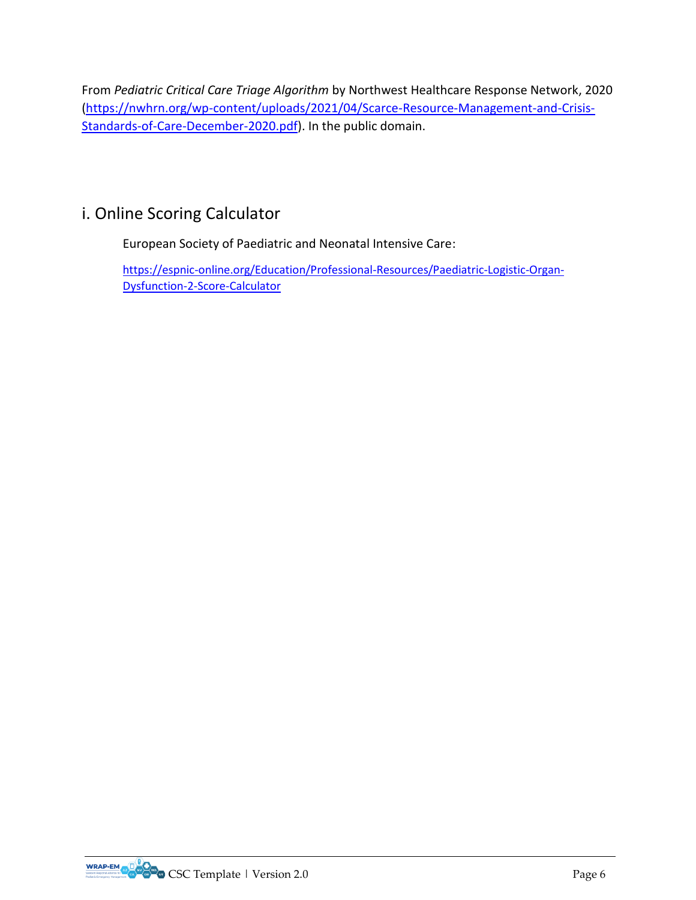From *Pediatric Critical Care Triage Algorithm* by Northwest Healthcare Response Network, 2020 (https://nwhrn.org/wp-content/uploads/2021/04/Scarce-Resource-Management-and-Crisis-Standards-of-Care-December-2020.pdf). In the public domain.

## i. Online Scoring Calculator

European Society of Paediatric and Neonatal Intensive Care:

https://espnic-online.org/Education/Professional-Resources/Paediatric-Logistic-Organ-Dysfunction-2-Score-Calculator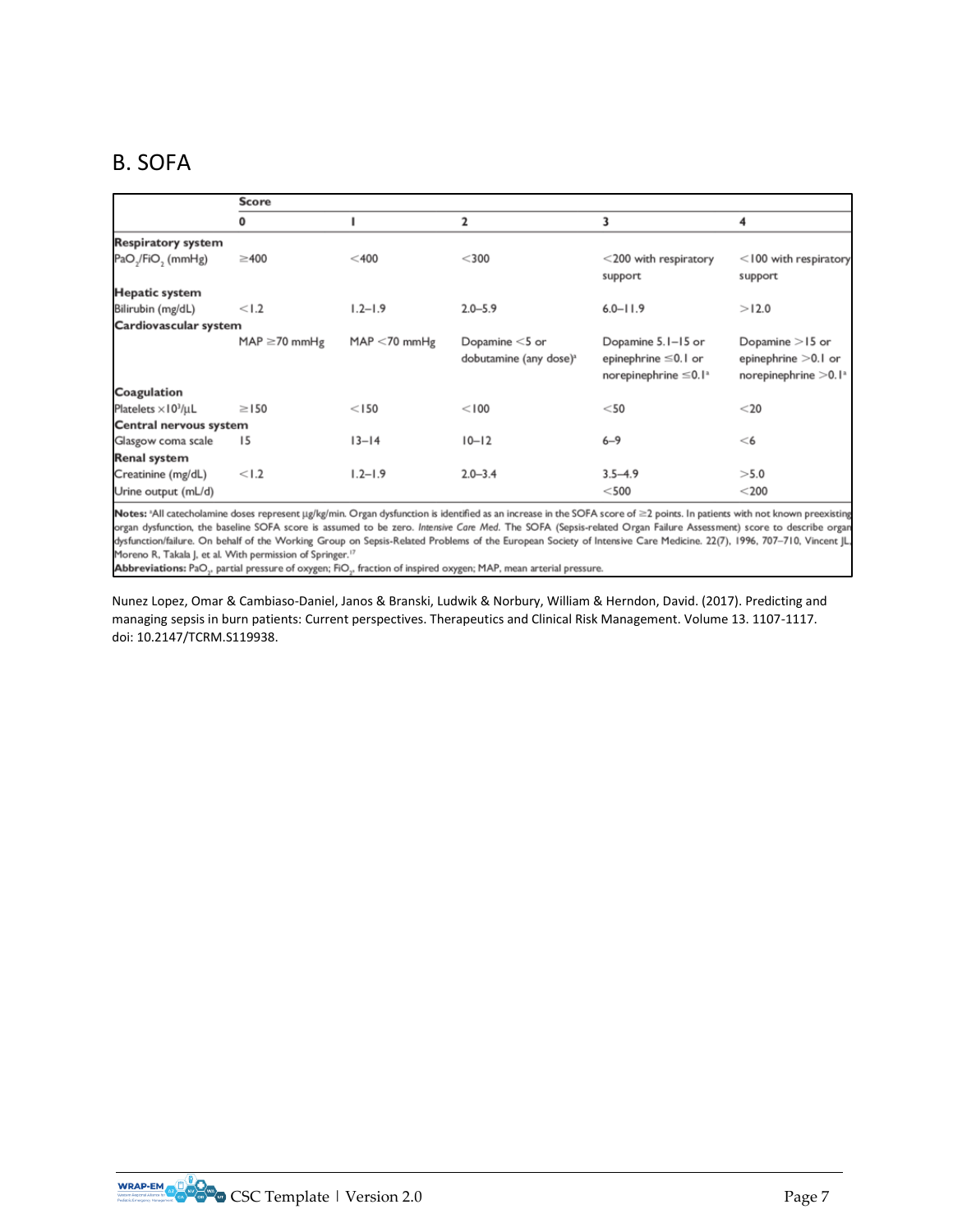## B. SOFA

| | Score | | | | |
|---|---|---|---|---|---|
| | 0 | 1 | 2 | 3 | 4 |
| **Respiratory system** | | | | | |
| $PaO_2/FiO_2$ (mmHg) | ≥400 | <400 | <300 | <200 with respiratory support | <100 with respiratory support |
| **Hepatic system** | | | | | |
| Bilirubin (mg/dL) | <1.2 | 1.2–1.9 | 2.0–5.9 | 6.0–11.9 | >12.0 |
| **Cardiovascular system** | | | | | |
| | MAP ≥70 mmHg | MAP <70 mmHg | Dopamine <5 or dobutamine (any dose)[a] | Dopamine 5.1–15 or epinephrine ≤0.1 or norepinephrine ≤0.1[a] | Dopamine >15 or epinephrine >0.1 or norepinephrine >0.1[a] |
| **Coagulation** | | | | | |
| Platelets $\times 10^3/\mu L$ | ≥150 | <150 | <100 | <50 | <20 |
| **Central nervous system** | | | | | |
| Glasgow coma scale | 15 | 13–14 | 10–12 | 6–9 | <6 |
| **Renal system** | | | | | |
| Creatinine (mg/dL) | <1.2 | 1.2–1.9 | 2.0–3.4 | 3.5–4.9 | >5.0 |
| Urine output (mL/d) | | | | <500 | <200 |

**Notes:** [a]All catecholamine doses represent µg/kg/min. Organ dysfunction is identified as an increase in the SOFA score of ≥2 points. In patients with not known preexisting organ dysfunction, the baseline SOFA score is assumed to be zero. *Intensive Care Med*. The SOFA (Sepsis-related Organ Failure Assessment) score to describe organ dysfunction/failure. On behalf of the Working Group on Sepsis-Related Problems of the European Society of Intensive Care Medicine. 22(7), 1996, 707–710, Vincent JL, Moreno R, Takala J, et al. With permission of Springer.[17]

**Abbreviations:** $PaO_2$, partial pressure of oxygen; $FiO_2$, fraction of inspired oxygen; MAP, mean arterial pressure.

Nunez Lopez, Omar & Cambiaso-Daniel, Janos & Branski, Ludwik & Norbury, William & Herndon, David. (2017). Predicting and managing sepsis in burn patients: Current perspectives. Therapeutics and Clinical Risk Management. Volume 13. 1107-1117. doi: 10.2147/TCRM.S119938.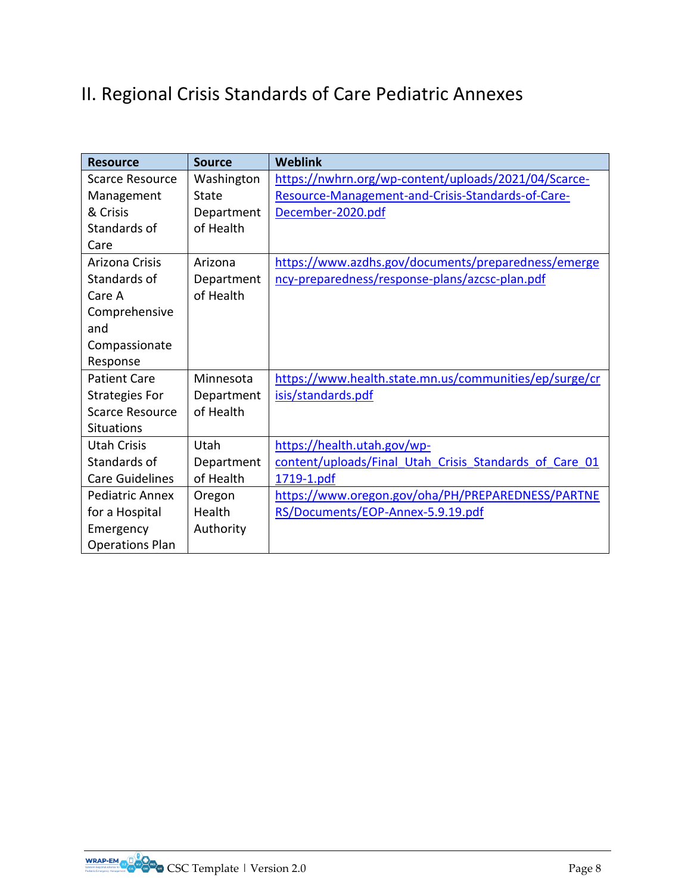## II. Regional Crisis Standards of Care Pediatric Annexes

| Resource | Source | Weblink |
|---|---|---|
| Scarce Resource Management & Crisis Standards of Care | Washington State Department of Health | https://nwhrn.org/wp-content/uploads/2021/04/Scarce-Resource-Management-and-Crisis-Standards-of-Care-December-2020.pdf |
| Arizona Crisis Standards of Care A Comprehensive and Compassionate Response | Arizona Department of Health | https://www.azdhs.gov/documents/preparedness/emergency-preparedness/response-plans/azcsc-plan.pdf |
| Patient Care Strategies For Scarce Resource Situations | Minnesota Department of Health | https://www.health.state.mn.us/communities/ep/surge/crisis/standards.pdf |
| Utah Crisis Standards of Care Guidelines | Utah Department of Health | https://health.utah.gov/wp-content/uploads/Final_Utah_Crisis_Standards_of_Care_011719-1.pdf |
| Pediatric Annex for a Hospital Emergency Operations Plan | Oregon Health Authority | https://www.oregon.gov/oha/PH/PREPAREDNESS/PARTNERS/Documents/EOP-Annex-5.9.19.pdf |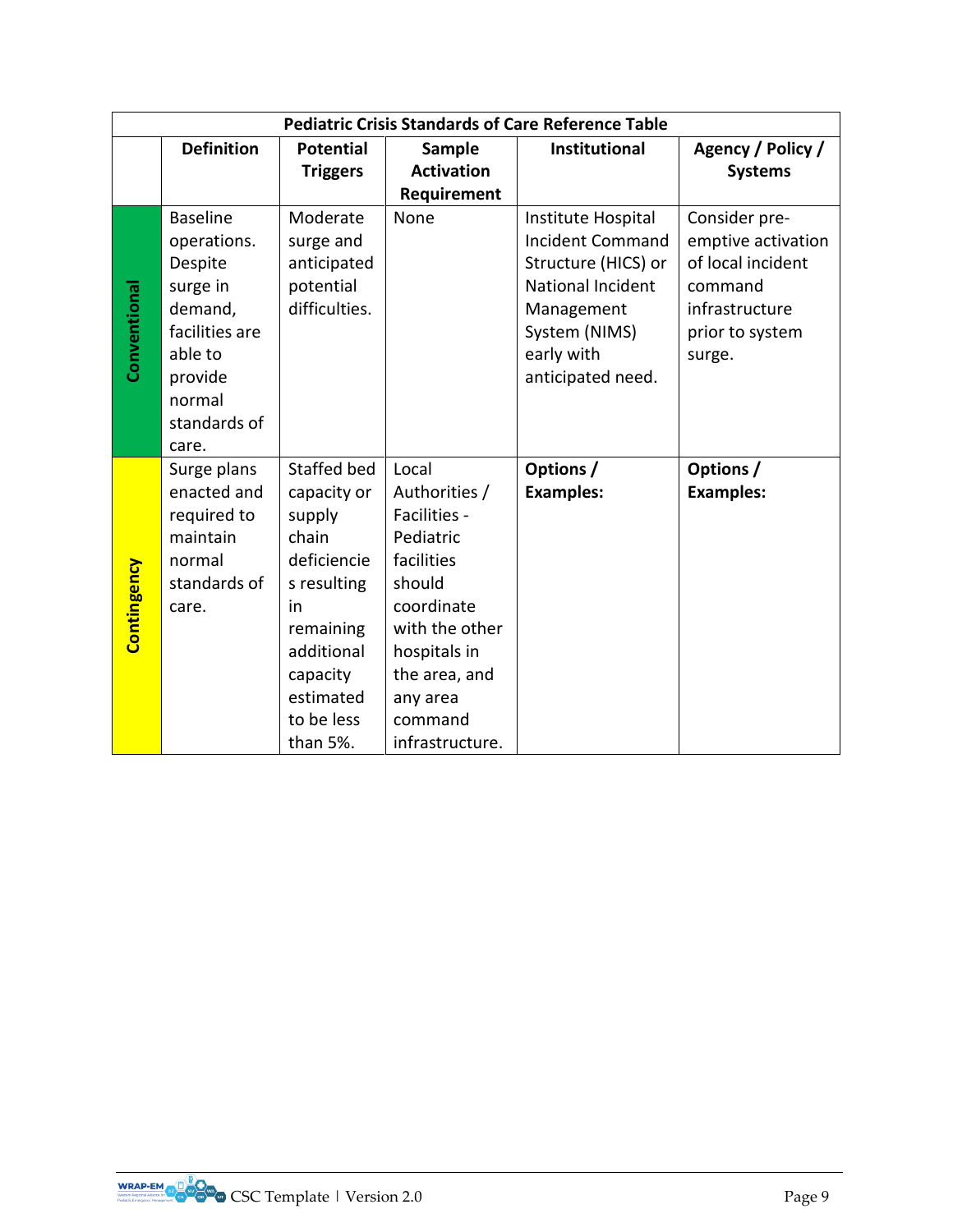| Pediatric Crisis Standards of Care Reference Table | | | | | |
|---|---|---|---|---|---|
| | **Definition** | **Potential Triggers** | **Sample Activation Requirement** | **Institutional** | **Agency / Policy / Systems** |
| **Conventional** | Baseline operations. Despite surge in demand, facilities are able to provide normal standards of care. | Moderate surge and anticipated potential difficulties. | None | Institute Hospital Incident Command Structure (HICS) or National Incident Management System (NIMS) early with anticipated need. | Consider pre-emptive activation of local incident command infrastructure prior to system surge. |
| **Contingency** | Surge plans enacted and required to maintain normal standards of care. | Staffed bed capacity or supply chain deficiencies resulting in remaining additional capacity estimated to be less than 5%. | Local Authorities / Facilities - Pediatric facilities should coordinate with the other hospitals in the area, and any area command infrastructure. | **Options / Examples:** | **Options / Examples:** |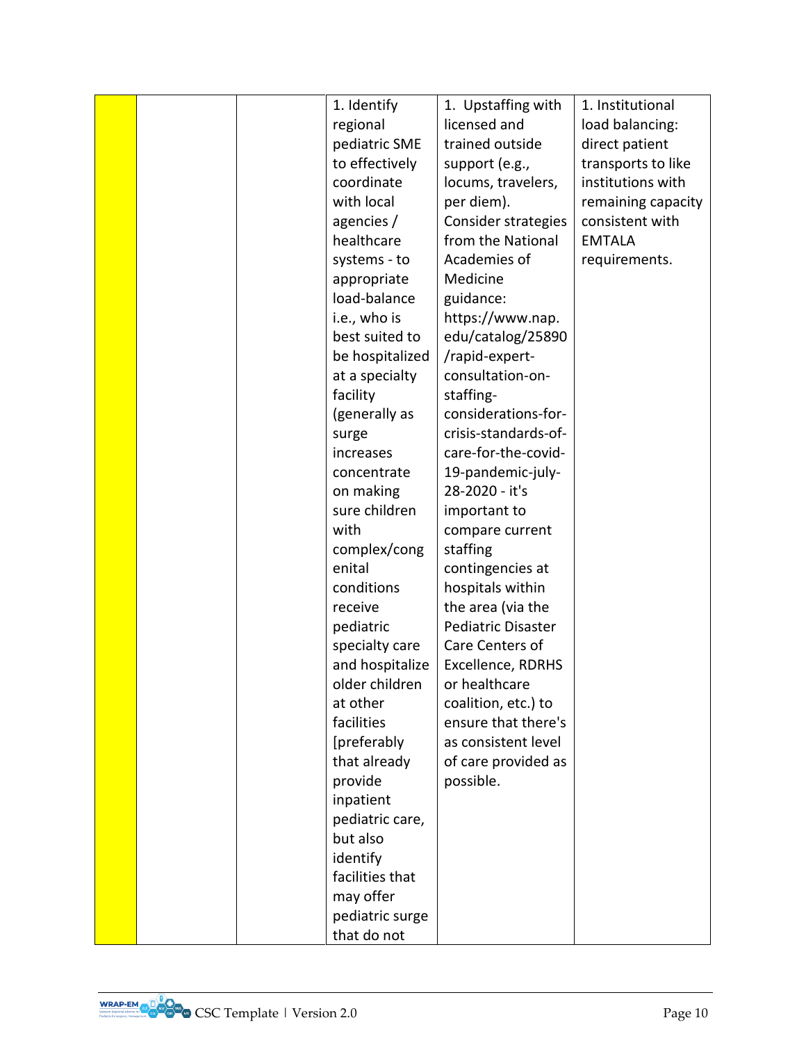|  |  |  |  |  |  |
|---|---|---|---|---|---|
|  |  |  | 1. Identify regional pediatric SME to effectively coordinate with local agencies / healthcare systems - to appropriate load-balance i.e., who is best suited to be hospitalized at a specialty facility (generally as surge increases concentrate on making sure children with complex/congenital conditions receive pediatric specialty care and hospitalize older children at other facilities [preferably that already provide inpatient pediatric care, but also identify facilities that may offer pediatric surge that do not | 1. Upstaffing with licensed and trained outside support (e.g., locums, travelers, per diem). Consider strategies from the National Academies of Medicine guidance: https://www.nap.edu/catalog/25890/rapid-expert-consultation-on-staffing-considerations-for-crisis-standards-of-care-for-the-covid-19-pandemic-july-28-2020 - it's important to compare current staffing contingencies at hospitals within the area (via the Pediatric Disaster Care Centers of Excellence, RDRHS or healthcare coalition, etc.) to ensure that there's as consistent level of care provided as possible. | 1. Institutional load balancing: direct patient transports to like institutions with remaining capacity consistent with EMTALA requirements. |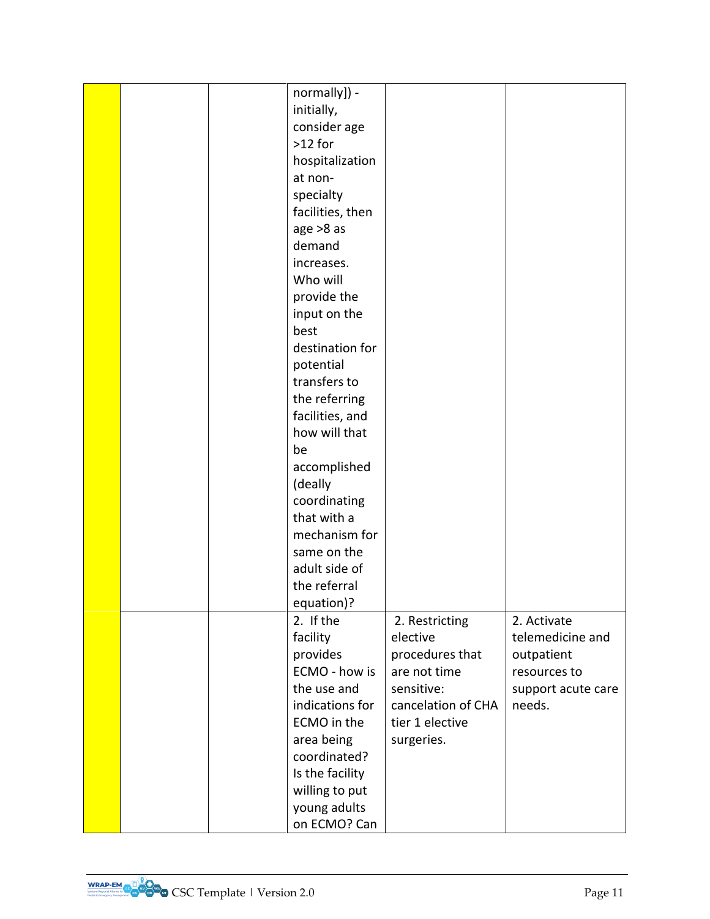| | | | | | |
|---|---|---|---|---|---|
| | | | normally]) - initially, consider age >12 for hospitalization at non-specialty facilities, then age >8 as demand increases. Who will provide the input on the best destination for potential transfers to the referring facilities, and how will that be accomplished (deally coordinating that with a mechanism for same on the adult side of the referral equation)? | | |
| | | | 2. If the facility provides ECMO - how is the use and indications for ECMO in the area being coordinated? Is the facility willing to put young adults on ECMO? Can | 2. Restricting elective procedures that are not time sensitive: cancelation of CHA tier 1 elective surgeries. | 2. Activate telemedicine and outpatient resources to support acute care needs. |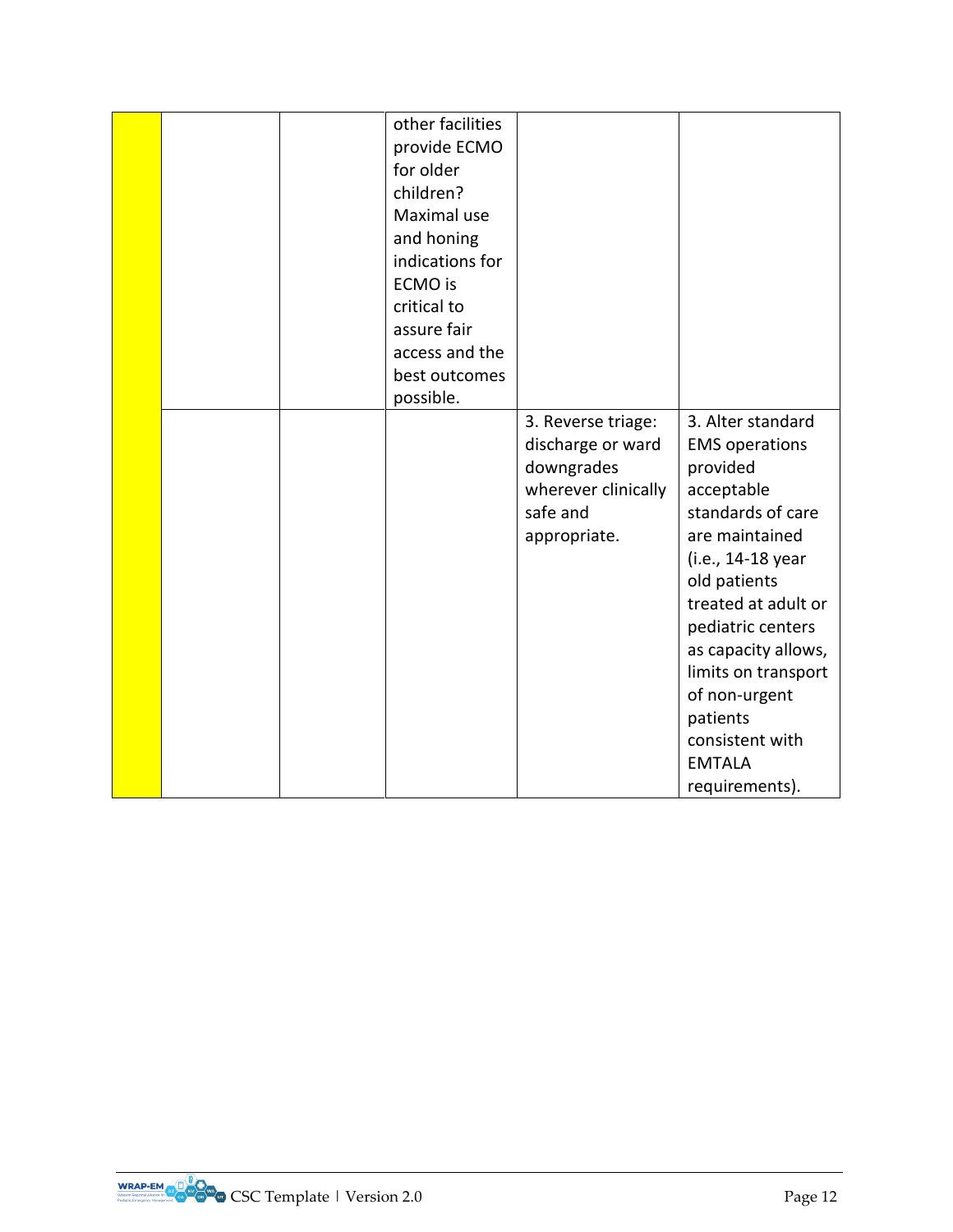| | | | | | |
|---|---|---|---|---|---|
| | | | other facilities provide ECMO for older children? Maximal use and honing indications for ECMO is critical to assure fair access and the best outcomes possible. | | |
| | | | | 3. Reverse triage: discharge or ward downgrades wherever clinically safe and appropriate. | 3. Alter standard EMS operations provided acceptable standards of care are maintained (i.e., 14-18 year old patients treated at adult or pediatric centers as capacity allows, limits on transport of non-urgent patients consistent with EMTALA requirements). |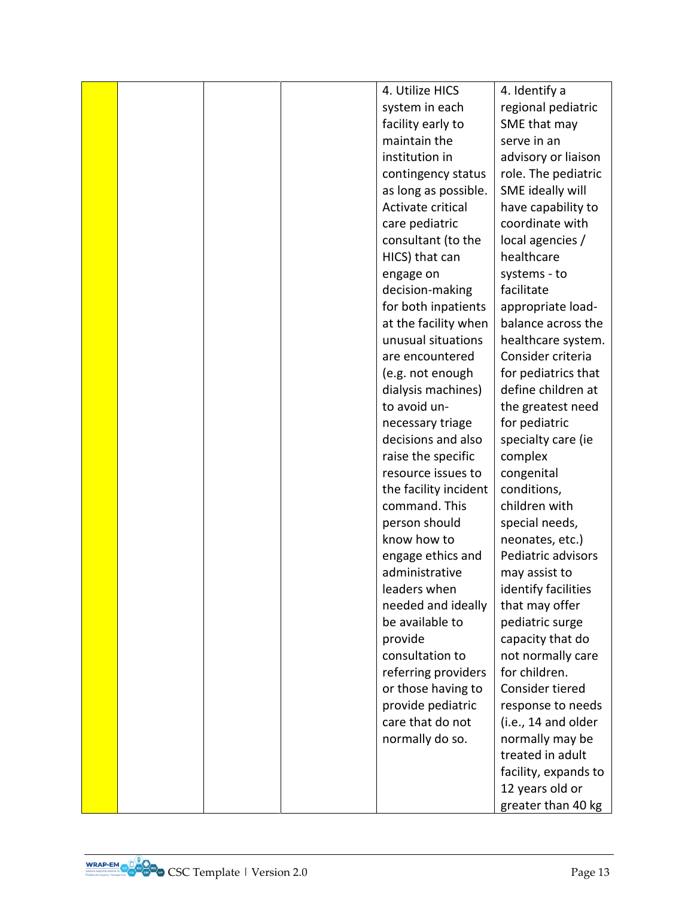| | | | | | |
|---|---|---|---|---|---|
| | | | | 4. Utilize HICS system in each facility early to maintain the institution in contingency status as long as possible. Activate critical care pediatric consultant (to the HICS) that can engage on decision-making for both inpatients at the facility when unusual situations are encountered (e.g. not enough dialysis machines) to avoid un-necessary triage decisions and also raise the specific resource issues to the facility incident command. This person should know how to engage ethics and administrative leaders when needed and ideally be available to provide consultation to referring providers or those having to provide pediatric care that do not normally do so. | 4. Identify a regional pediatric SME that may serve in an advisory or liaison role. The pediatric SME ideally will have capability to coordinate with local agencies / healthcare systems - to facilitate appropriate load-balance across the healthcare system. Consider criteria for pediatrics that define children at the greatest need for pediatric specialty care (ie complex congenital conditions, children with special needs, neonates, etc.) Pediatric advisors may assist to identify facilities that may offer pediatric surge capacity that do not normally care for children. Consider tiered response to needs (i.e., 14 and older normally may be treated in adult facility, expands to 12 years old or greater than 40 kg |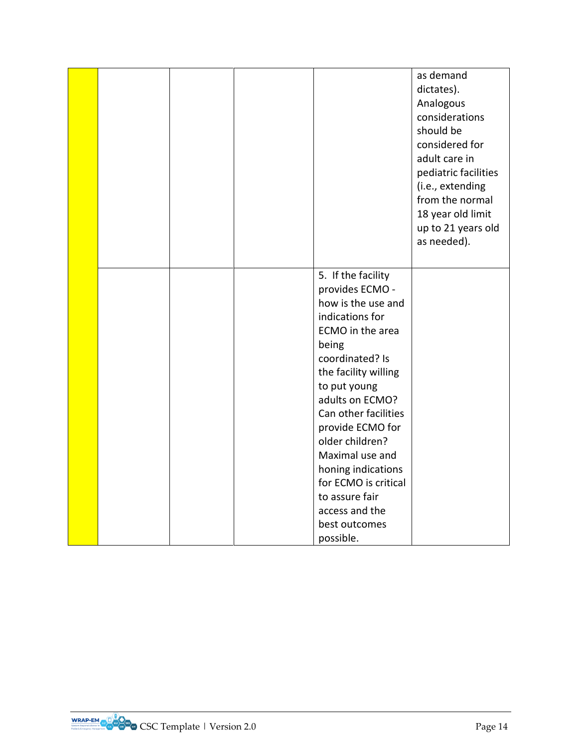| | | | | | |
|---|---|---|---|---|---|
| | | | | | as demand dictates). Analogous considerations should be considered for adult care in pediatric facilities (i.e., extending from the normal 18 year old limit up to 21 years old as needed). |
| | | | | 5. If the facility provides ECMO - how is the use and indications for ECMO in the area being coordinated? Is the facility willing to put young adults on ECMO? Can other facilities provide ECMO for older children? Maximal use and honing indications for ECMO is critical to assure fair access and the best outcomes possible. | |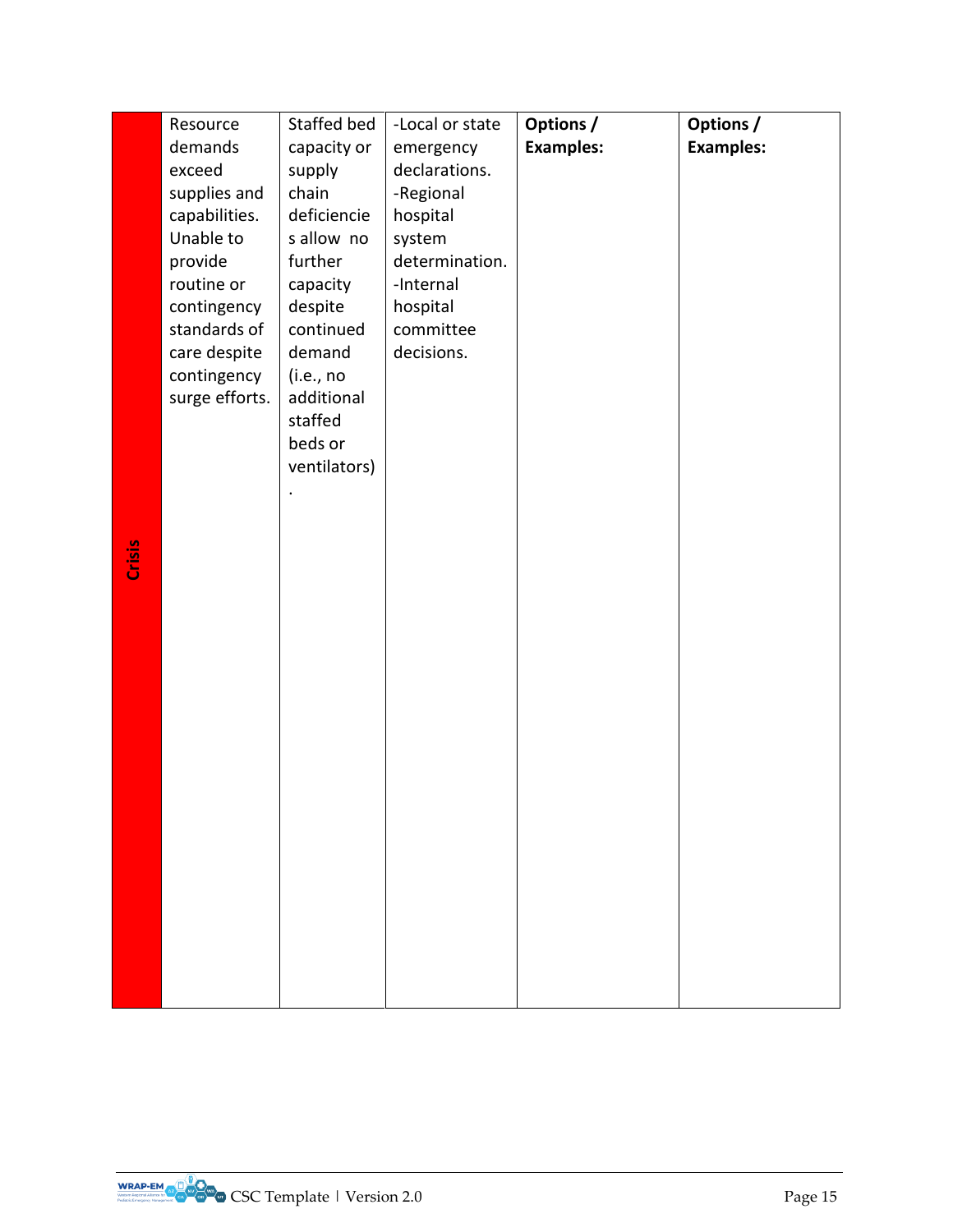| Crisis | Resource demands exceed supplies and capabilities. Unable to provide routine or contingency standards of care despite contingency surge efforts. | Staffed bed capacity or supply chain deficiencies allow no further capacity despite continued demand (i.e., no additional staffed beds or ventilators). | -Local or state emergency declarations.<br>-Regional hospital system determination.<br>-Internal hospital committee decisions. | **Options / Examples:** | **Options / Examples:** |
|---|---|---|---|---|---|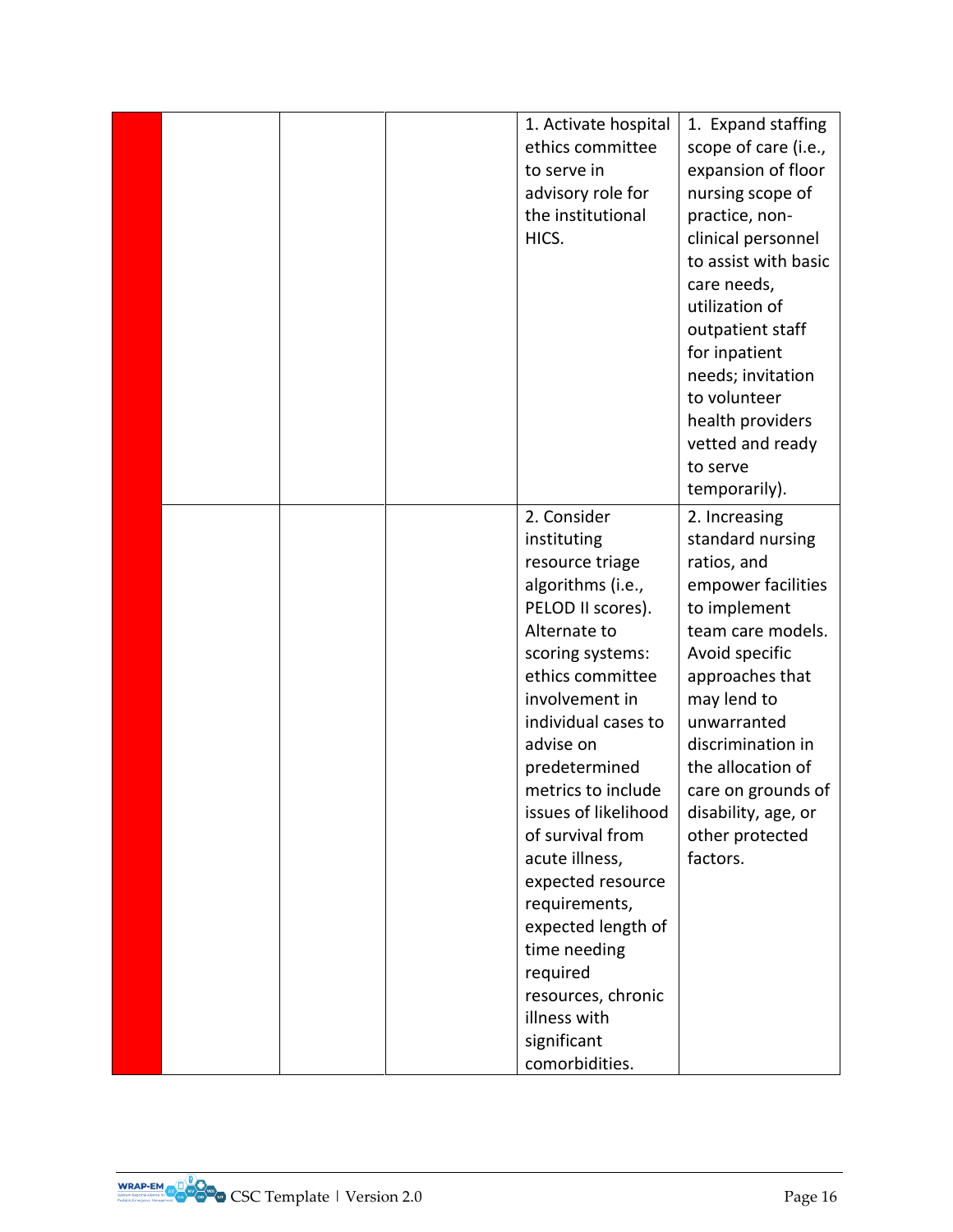| | | | | | |
|---|---|---|---|---|---|
| | | | | 1. Activate hospital ethics committee to serve in advisory role for the institutional HICS. | 1. Expand staffing scope of care (i.e., expansion of floor nursing scope of practice, non-clinical personnel to assist with basic care needs, utilization of outpatient staff for inpatient needs; invitation to volunteer health providers vetted and ready to serve temporarily). |
| | | | | 2. Consider instituting resource triage algorithms (i.e., PELOD II scores). Alternate to scoring systems: ethics committee involvement in individual cases to advise on predetermined metrics to include issues of likelihood of survival from acute illness, expected resource requirements, expected length of time needing required resources, chronic illness with significant comorbidities. | 2. Increasing standard nursing ratios, and empower facilities to implement team care models. Avoid specific approaches that may lend to unwarranted discrimination in the allocation of care on grounds of disability, age, or other protected factors. |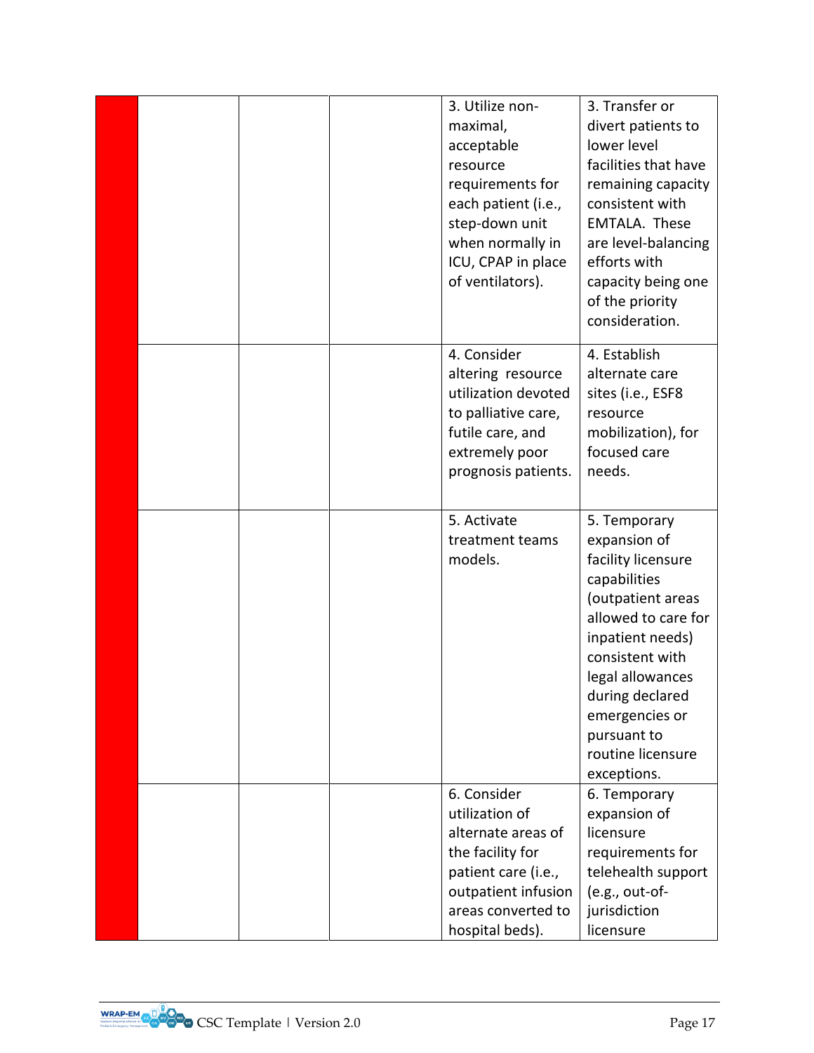| | | | | | |
|---|---|---|---|---|---|
| | | | | 3. Utilize non-maximal, acceptable resource requirements for each patient (i.e., step-down unit when normally in ICU, CPAP in place of ventilators). | 3. Transfer or divert patients to lower level facilities that have remaining capacity consistent with EMTALA. These are level-balancing efforts with capacity being one of the priority consideration. |
| | | | | 4. Consider altering resource utilization devoted to palliative care, futile care, and extremely poor prognosis patients. | 4. Establish alternate care sites (i.e., ESF8 resource mobilization), for focused care needs. |
| | | | | 5. Activate treatment teams models. | 5. Temporary expansion of facility licensure capabilities (outpatient areas allowed to care for inpatient needs) consistent with legal allowances during declared emergencies or pursuant to routine licensure exceptions. |
| | | | | 6. Consider utilization of alternate areas of the facility for patient care (i.e., outpatient infusion areas converted to hospital beds). | 6. Temporary expansion of licensure requirements for telehealth support (e.g., out-of-jurisdiction licensure |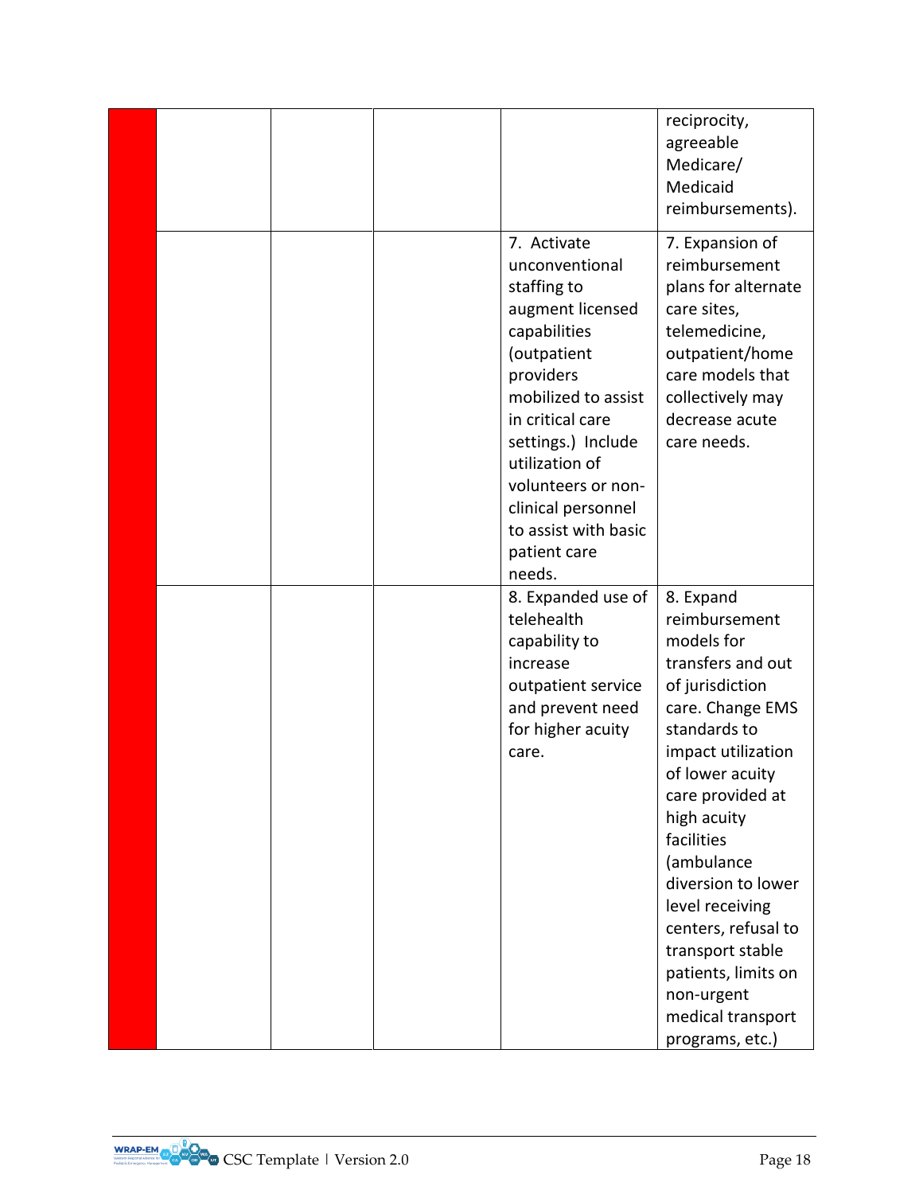|  |  |  |  |  |  |
|---|---|---|---|---|---|
|  |  |  |  |  | reciprocity, agreeable Medicare/ Medicaid reimbursements). |
|  |  |  |  | 7. Activate unconventional staffing to augment licensed capabilities (outpatient providers mobilized to assist in critical care settings.) Include utilization of volunteers or non-clinical personnel to assist with basic patient care needs. | 7. Expansion of reimbursement plans for alternate care sites, telemedicine, outpatient/home care models that collectively may decrease acute care needs. |
|  |  |  |  | 8. Expanded use of telehealth capability to increase outpatient service and prevent need for higher acuity care. | 8. Expand reimbursement models for transfers and out of jurisdiction care. Change EMS standards to impact utilization of lower acuity care provided at high acuity facilities (ambulance diversion to lower level receiving centers, refusal to transport stable patients, limits on non-urgent medical transport programs, etc.) |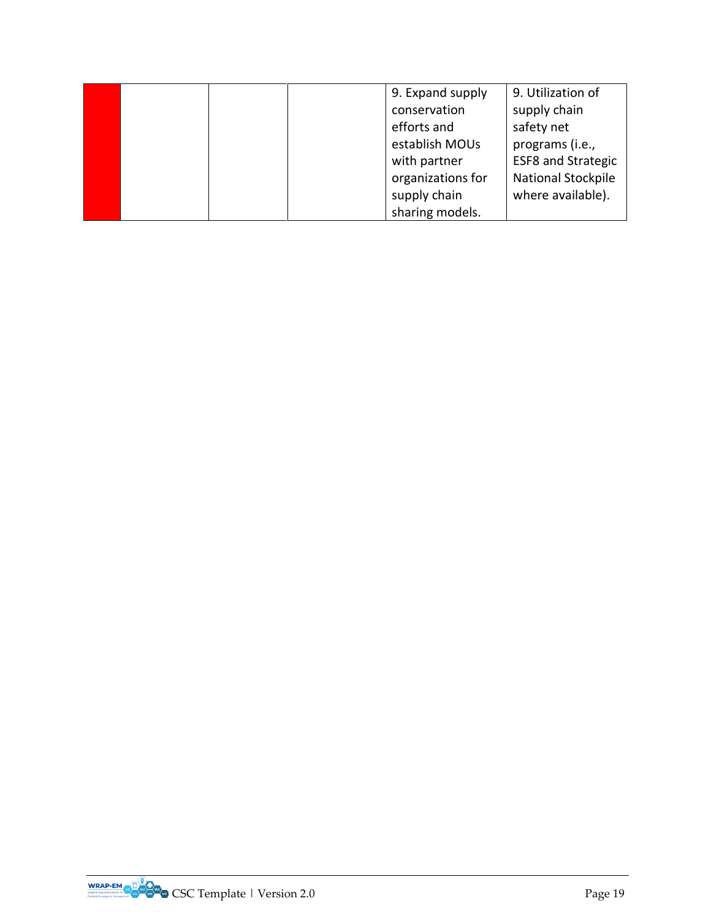|  |  |  |  | 9. Expand supply conservation efforts and establish MOUs with partner organizations for supply chain sharing models. | 9. Utilization of supply chain safety net programs (i.e., ESF8 and Strategic National Stockpile where available). |
|---|---|---|---|---|---|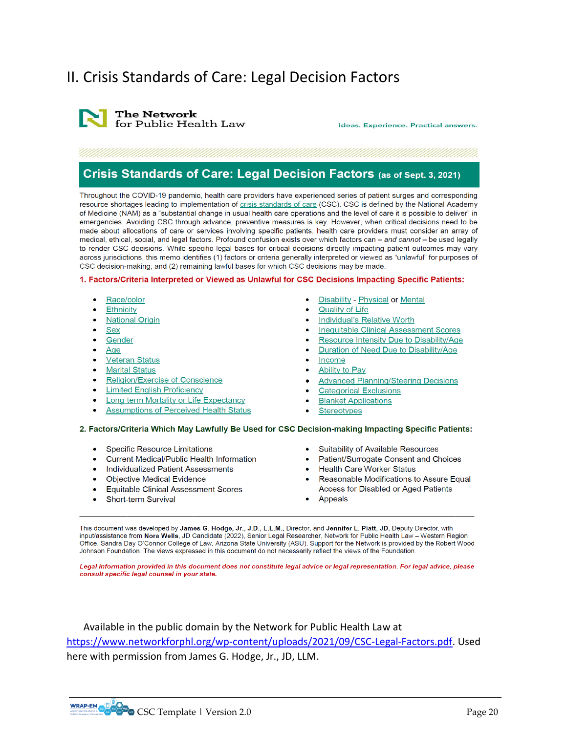# II. Crisis Standards of Care: Legal Decision Factors

**The Network for Public Health Law** — Ideas. Experience. Practical answers.

## Crisis Standards of Care: Legal Decision Factors (as of Sept. 3, 2021)

Throughout the COVID-19 pandemic, health care providers have experienced series of patient surges and corresponding resource shortages leading to implementation of crisis standards of care (CSC). CSC is defined by the National Academy of Medicine (NAM) as a "substantial change in usual health care operations and the level of care it is possible to deliver" in emergencies. Avoiding CSC through advance, preventive measures is key. However, when critical decisions need to be made about allocations of care or services involving specific patients, health care providers must consider an array of medical, ethical, social, and legal factors. Profound confusion exists over which factors can – *and cannot* – be used legally to render CSC decisions. While specific legal bases for critical decisions directly impacting patient outcomes may vary across jurisdictions, this memo identifies (1) factors or criteria generally interpreted or viewed as "unlawful" for purposes of CSC decision-making; and (2) remaining lawful bases for which CSC decisions may be made.

### 1. Factors/Criteria Interpreted or Viewed as Unlawful for CSC Decisions Impacting Specific Patients:

- Race/color
- Ethnicity
- National Origin
- Sex
- Gender
- Age
- Veteran Status
- Marital Status
- Religion/Exercise of Conscience
- Limited English Proficiency
- Long-term Mortality or Life Expectancy
- Assumptions of Perceived Health Status
- Disability - Physical or Mental
- Quality of Life
- Individual's Relative Worth
- Inequitable Clinical Assessment Scores
- Resource Intensity Due to Disability/Age
- Duration of Need Due to Disability/Age
- Income
- Ability to Pay
- Advanced Planning/Steering Decisions
- Categorical Exclusions
- Blanket Applications
- Stereotypes

### 2. Factors/Criteria Which May Lawfully Be Used for CSC Decision-making Impacting Specific Patients:

- Specific Resource Limitations
- Current Medical/Public Health Information
- Individualized Patient Assessments
- Objective Medical Evidence
- Equitable Clinical Assessment Scores
- Short-term Survival
- Suitability of Available Resources
- Patient/Surrogate Consent and Choices
- Health Care Worker Status
- Reasonable Modifications to Assure Equal Access for Disabled or Aged Patients
- Appeals

---

This document was developed by **James G. Hodge, Jr., J.D., L.L.M.**, Director, and **Jennifer L. Piatt, JD**, Deputy Director, with input/assistance from **Nora Wells**, JD Candidate (2022), Senior Legal Researcher, Network for Public Health Law – Western Region Office, Sandra Day O'Connor College of Law, Arizona State University (ASU). Support for the Network is provided by the Robert Wood Johnson Foundation. The views expressed in this document do not necessarily reflect the views of the Foundation.

***Legal information provided in this document does not constitute legal advice or legal representation. For legal advice, please consult specific legal counsel in your state.***

Available in the public domain by the Network for Public Health Law at https://www.networkforphl.org/wp-content/uploads/2021/09/CSC-Legal-Factors.pdf. Used here with permission from James G. Hodge, Jr., JD, LLM.